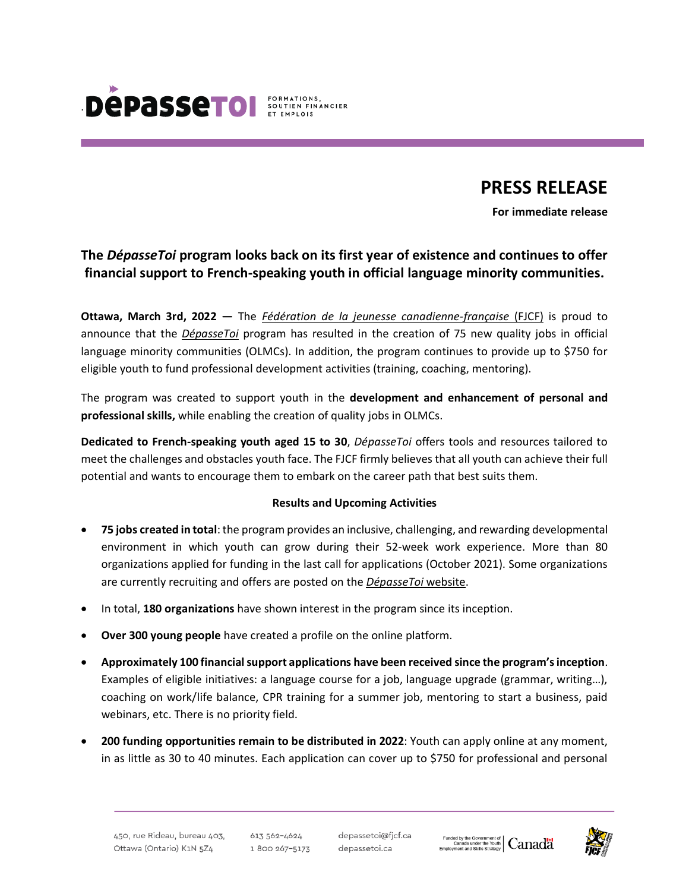DépasseToi FORMATIONS, SOUTIEN FINANCIER ET EMPLOIS

# PRESS RELEASE

**For immediate release**

## The *DépasseToi* program looks back on its first year of existence and continues to offer financial support to French-speaking youth in official language minority communities.

**Ottawa, March 3rd, 2022 —** The *Fédération de la jeunesse canadienne-française* (FJCF) is proud to announce that the *DépasseToi* program has resulted in the creation of 75 new quality jobs in official language minority communities (OLMCs). In addition, the program continues to provide up to $750 for eligible youth to fund professional development activities (training, coaching, mentoring).

The program was created to support youth in the **development and enhancement of personal and professional skills,** while enabling the creation of quality jobs in OLMCs.

**Dedicated to French-speaking youth aged 15 to 30**, *DépasseToi* offers tools and resources tailored to meet the challenges and obstacles youth face. The FJCF firmly believes that all youth can achieve their full potential and wants to encourage them to embark on the career path that best suits them.

**Results and Upcoming Activities**

- **75 jobs created in total**: the program provides an inclusive, challenging, and rewarding developmental environment in which youth can grow during their 52-week work experience. More than 80 organizations applied for funding in the last call for applications (October 2021). Some organizations are currently recruiting and offers are posted on the *DépasseToi* website.
- In total, **180 organizations** have shown interest in the program since its inception.
- **Over 300 young people** have created a profile on the online platform.
- **Approximately 100 financial support applications have been received since the program's inception**. Examples of eligible initiatives: a language course for a job, language upgrade (grammar, writing…), coaching on work/life balance, CPR training for a summer job, mentoring to start a business, paid webinars, etc. There is no priority field.
- **200 funding opportunities remain to be distributed in 2022**: Youth can apply online at any moment, in as little as 30 to 40 minutes. Each application can cover up to $750 for professional and personal

450, rue Rideau, bureau 403, Ottawa (Ontario) K1N 5Z4 | 613 562-4624 | 1 800 267-5173 | depassetoi@fjcf.ca | depassetoi.ca

Funded by the Government of Canada under the Youth Employment and Skills Strategy | Canada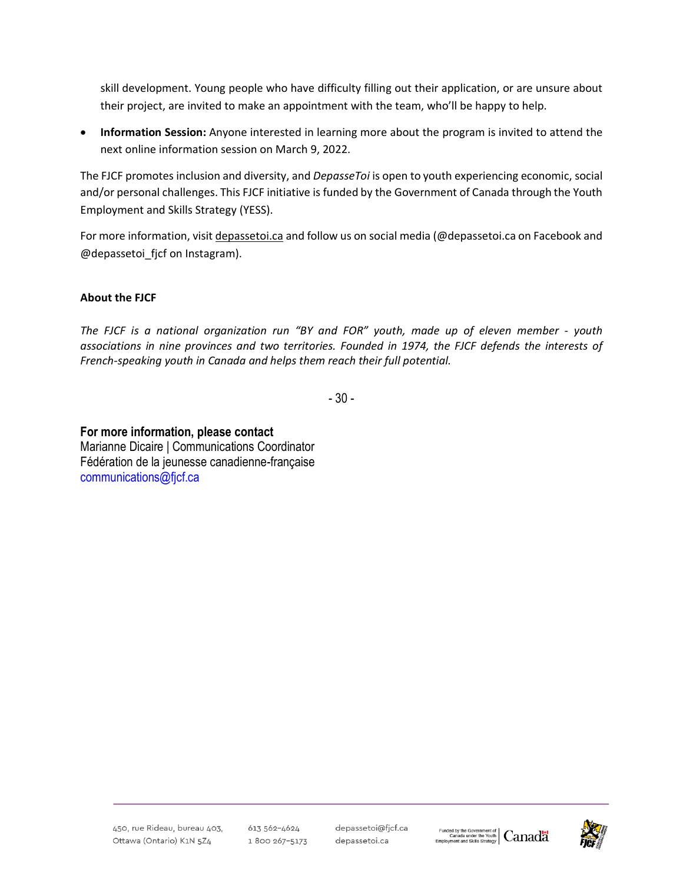skill development. Young people who have difficulty filling out their application, or are unsure about their project, are invited to make an appointment with the team, who'll be happy to help.

- **Information Session:** Anyone interested in learning more about the program is invited to attend the next online information session on March 9, 2022.

The FJCF promotes inclusion and diversity, and *DepasseToi* is open to youth experiencing economic, social and/or personal challenges. This FJCF initiative is funded by the Government of Canada through the Youth Employment and Skills Strategy (YESS).

For more information, visit depassetoi.ca and follow us on social media (@depassetoi.ca on Facebook and @depassetoi_fjcf on Instagram).

**About the FJCF**

*The FJCF is a national organization run "BY and FOR" youth, made up of eleven member - youth associations in nine provinces and two territories. Founded in 1974, the FJCF defends the interests of French-speaking youth in Canada and helps them reach their full potential.*

- 30 -

**For more information, please contact**
Marianne Dicaire | Communications Coordinator
Fédération de la jeunesse canadienne-française
communications@fjcf.ca

450, rue Rideau, bureau 403, Ottawa (Ontario) K1N 5Z4
613 562-4624
1 800 267-5173
depassetoi@fjcf.ca
depassetoi.ca
Funded by the Government of Canada under the Youth Employment and Skills Strategy | Canada